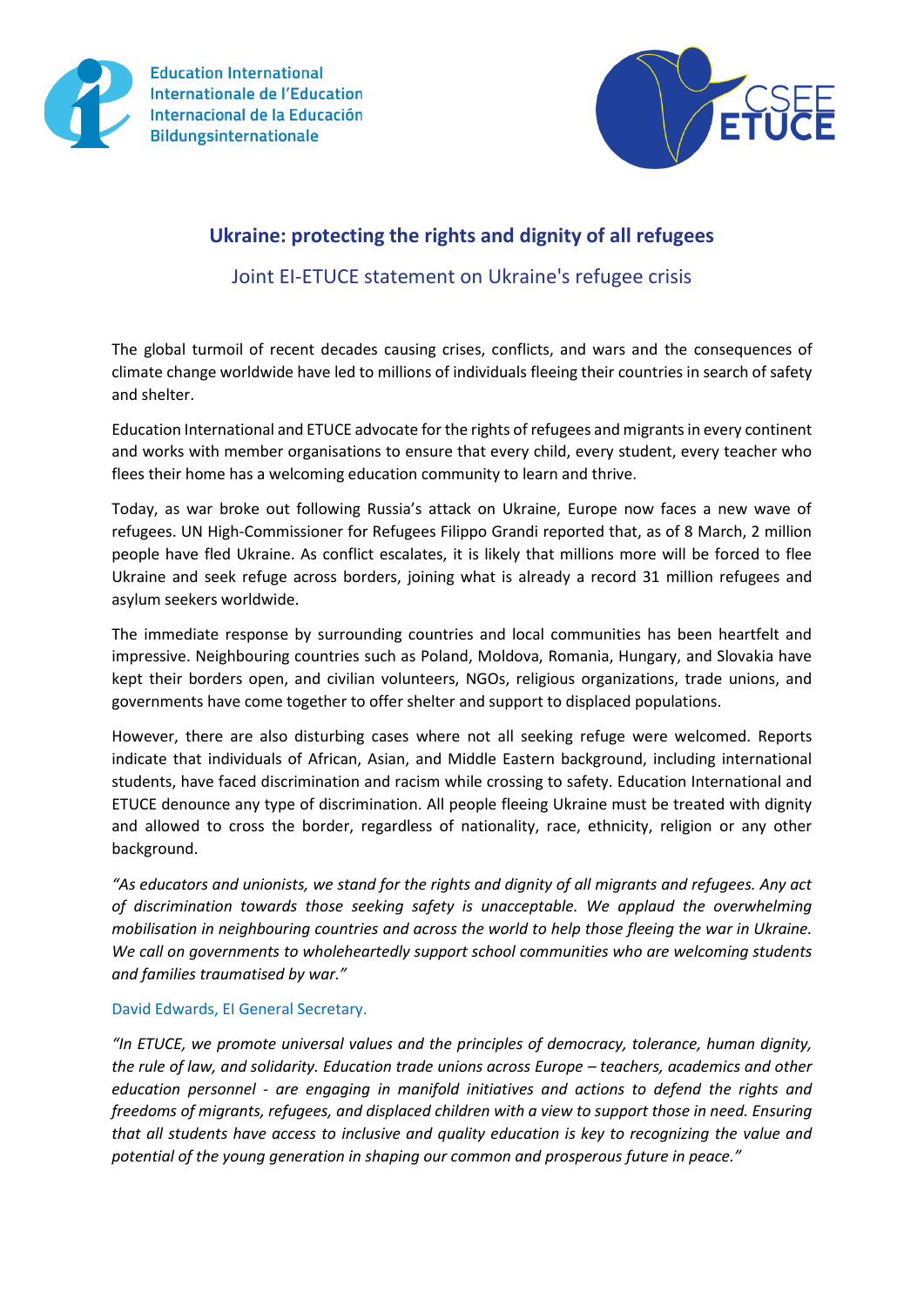Education International
Internationale de l'Education
Internacional de la Educación
Bildungsinternationale

CSEE ETUCE

# Ukraine: protecting the rights and dignity of all refugees

## Joint EI-ETUCE statement on Ukraine's refugee crisis

The global turmoil of recent decades causing crises, conflicts, and wars and the consequences of climate change worldwide have led to millions of individuals fleeing their countries in search of safety and shelter.

Education International and ETUCE advocate for the rights of refugees and migrants in every continent and works with member organisations to ensure that every child, every student, every teacher who flees their home has a welcoming education community to learn and thrive.

Today, as war broke out following Russia's attack on Ukraine, Europe now faces a new wave of refugees. UN High-Commissioner for Refugees Filippo Grandi reported that, as of 8 March, 2 million people have fled Ukraine. As conflict escalates, it is likely that millions more will be forced to flee Ukraine and seek refuge across borders, joining what is already a record 31 million refugees and asylum seekers worldwide.

The immediate response by surrounding countries and local communities has been heartfelt and impressive. Neighbouring countries such as Poland, Moldova, Romania, Hungary, and Slovakia have kept their borders open, and civilian volunteers, NGOs, religious organizations, trade unions, and governments have come together to offer shelter and support to displaced populations.

However, there are also disturbing cases where not all seeking refuge were welcomed. Reports indicate that individuals of African, Asian, and Middle Eastern background, including international students, have faced discrimination and racism while crossing to safety. Education International and ETUCE denounce any type of discrimination. All people fleeing Ukraine must be treated with dignity and allowed to cross the border, regardless of nationality, race, ethnicity, religion or any other background.

*"As educators and unionists, we stand for the rights and dignity of all migrants and refugees. Any act of discrimination towards those seeking safety is unacceptable. We applaud the overwhelming mobilisation in neighbouring countries and across the world to help those fleeing the war in Ukraine. We call on governments to wholeheartedly support school communities who are welcoming students and families traumatised by war."*

David Edwards, EI General Secretary.

*"In ETUCE, we promote universal values and the principles of democracy, tolerance, human dignity, the rule of law, and solidarity. Education trade unions across Europe – teachers, academics and other education personnel - are engaging in manifold initiatives and actions to defend the rights and freedoms of migrants, refugees, and displaced children with a view to support those in need. Ensuring that all students have access to inclusive and quality education is key to recognizing the value and potential of the young generation in shaping our common and prosperous future in peace."*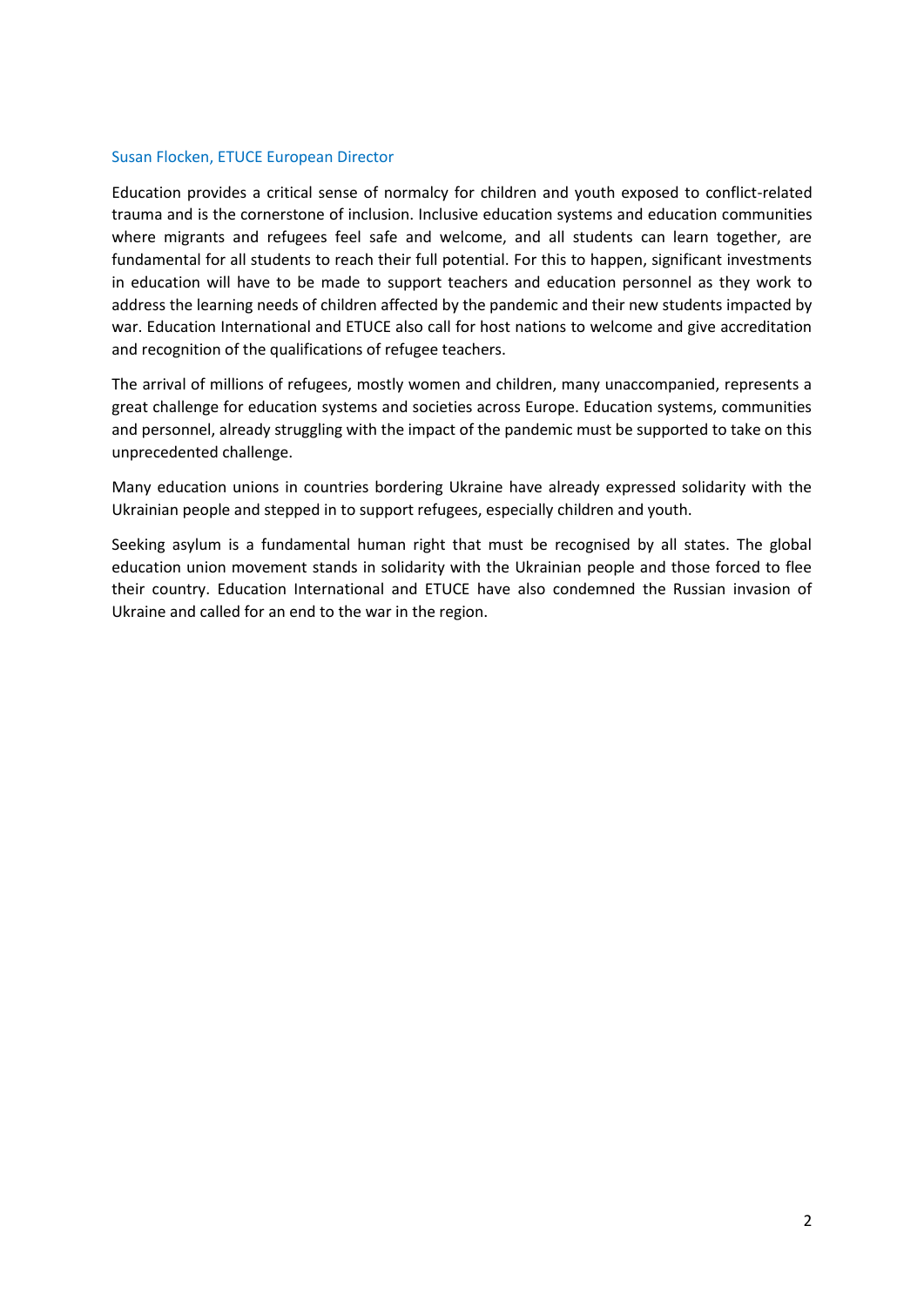Susan Flocken, ETUCE European Director

Education provides a critical sense of normalcy for children and youth exposed to conflict-related trauma and is the cornerstone of inclusion. Inclusive education systems and education communities where migrants and refugees feel safe and welcome, and all students can learn together, are fundamental for all students to reach their full potential. For this to happen, significant investments in education will have to be made to support teachers and education personnel as they work to address the learning needs of children affected by the pandemic and their new students impacted by war. Education International and ETUCE also call for host nations to welcome and give accreditation and recognition of the qualifications of refugee teachers.

The arrival of millions of refugees, mostly women and children, many unaccompanied, represents a great challenge for education systems and societies across Europe. Education systems, communities and personnel, already struggling with the impact of the pandemic must be supported to take on this unprecedented challenge.

Many education unions in countries bordering Ukraine have already expressed solidarity with the Ukrainian people and stepped in to support refugees, especially children and youth.

Seeking asylum is a fundamental human right that must be recognised by all states. The global education union movement stands in solidarity with the Ukrainian people and those forced to flee their country. Education International and ETUCE have also condemned the Russian invasion of Ukraine and called for an end to the war in the region.